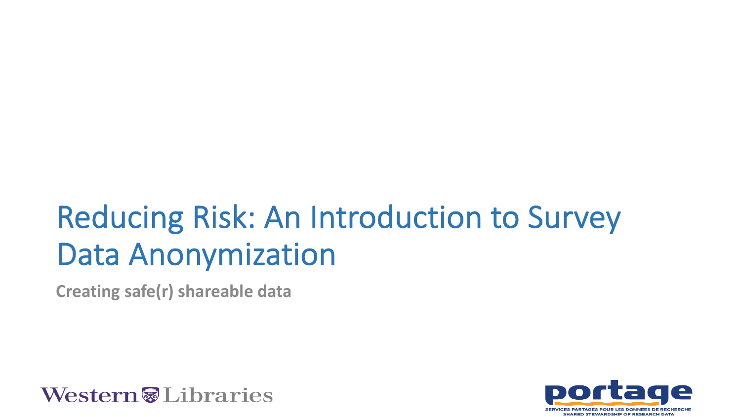# Reducing Risk: An Introduction to Survey Data Anonymization

**Creating safe(r) shareable data**

Western Libraries

portage
SERVICES PARTAGÉS POUR LES DONNÉES DE RECHERCHE
SHARED STEWARDSHIP OF RESEARCH DATA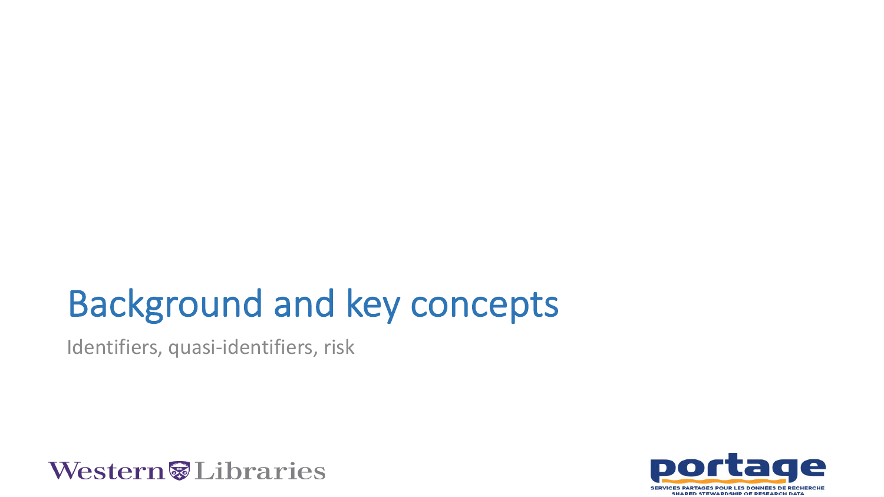# Background and key concepts

Identifiers, quasi-identifiers, risk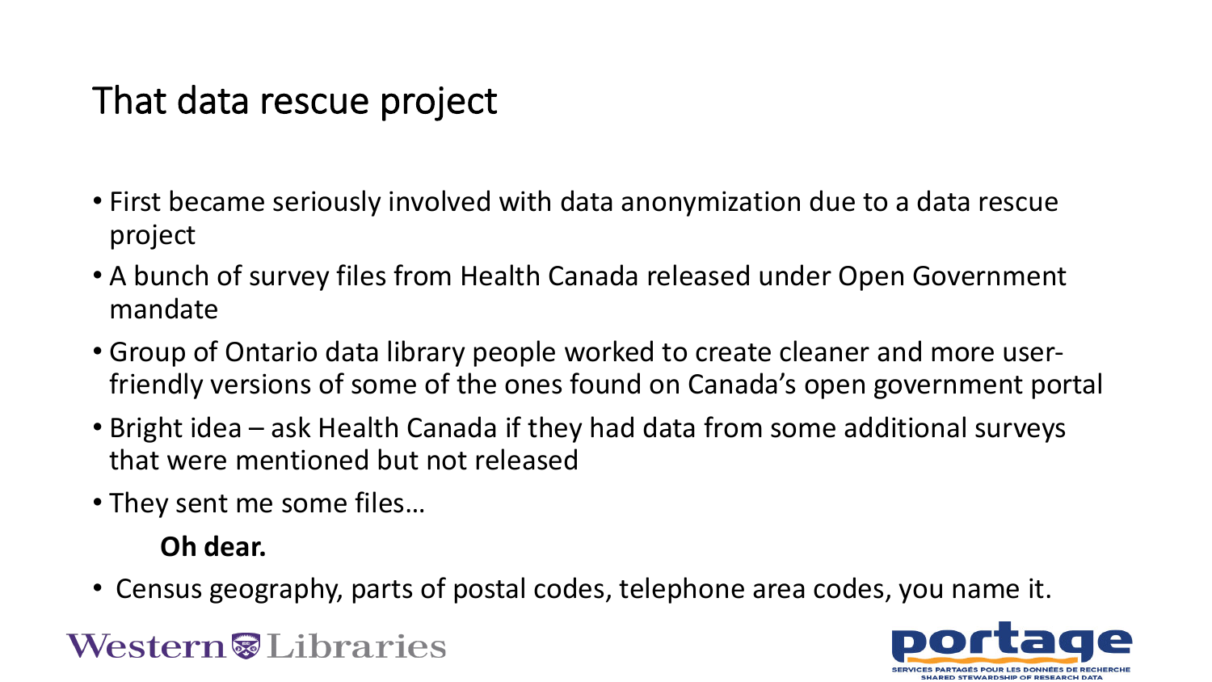# That data rescue project

- First became seriously involved with data anonymization due to a data rescue project
- A bunch of survey files from Health Canada released under Open Government mandate
- Group of Ontario data library people worked to create cleaner and more user-friendly versions of some of the ones found on Canada's open government portal
- Bright idea – ask Health Canada if they had data from some additional surveys that were mentioned but not released
- They sent me some files…

  **Oh dear.**

- Census geography, parts of postal codes, telephone area codes, you name it.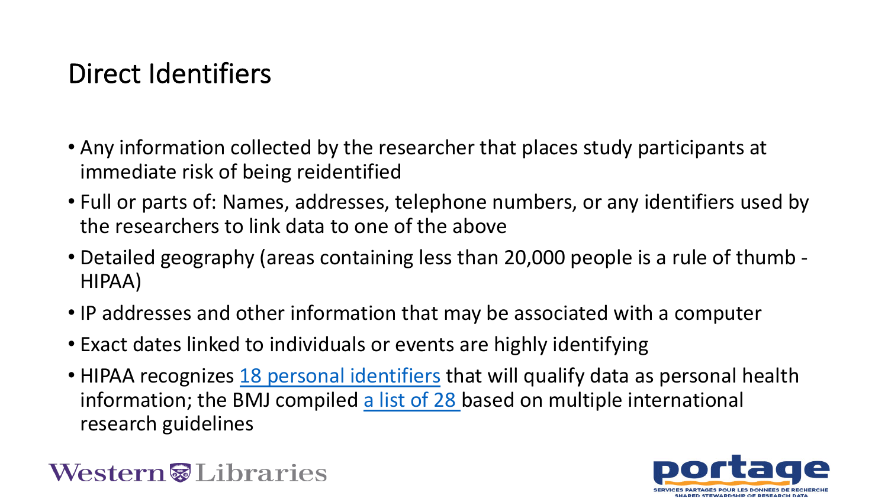# Direct Identifiers

- Any information collected by the researcher that places study participants at immediate risk of being reidentified
- Full or parts of: Names, addresses, telephone numbers, or any identifiers used by the researchers to link data to one of the above
- Detailed geography (areas containing less than 20,000 people is a rule of thumb - HIPAA)
- IP addresses and other information that may be associated with a computer
- Exact dates linked to individuals or events are highly identifying
- HIPAA recognizes 18 personal identifiers that will qualify data as personal health information; the BMJ compiled a list of 28 based on multiple international research guidelines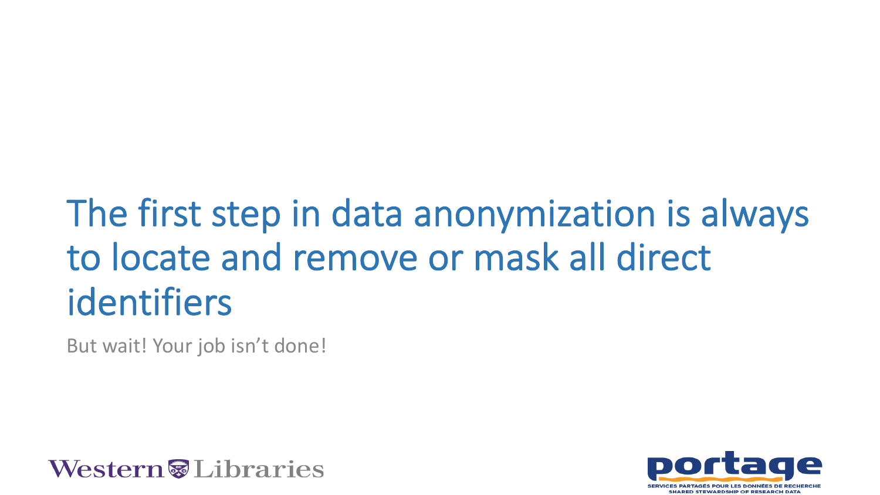# The first step in data anonymization is always to locate and remove or mask all direct identifiers

But wait! Your job isn't done!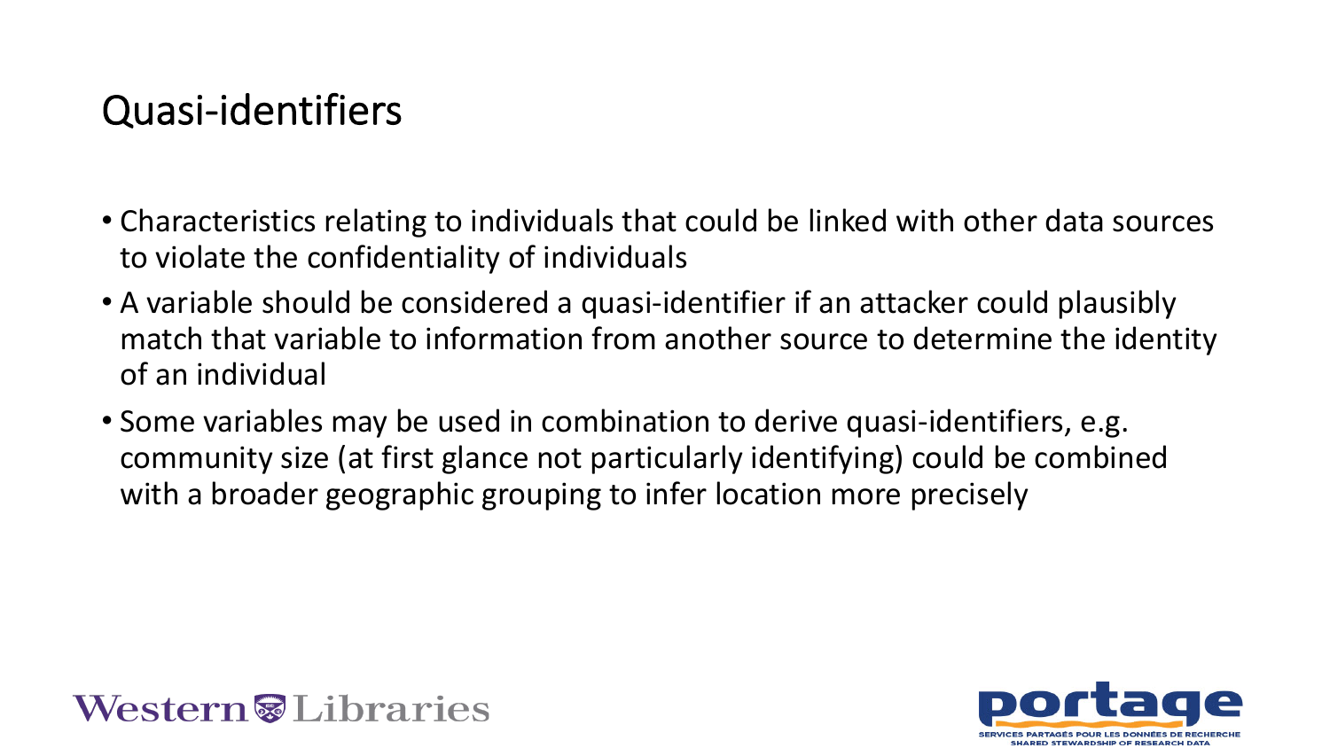# Quasi-identifiers

- Characteristics relating to individuals that could be linked with other data sources to violate the confidentiality of individuals
- A variable should be considered a quasi-identifier if an attacker could plausibly match that variable to information from another source to determine the identity of an individual
- Some variables may be used in combination to derive quasi-identifiers, e.g. community size (at first glance not particularly identifying) could be combined with a broader geographic grouping to infer location more precisely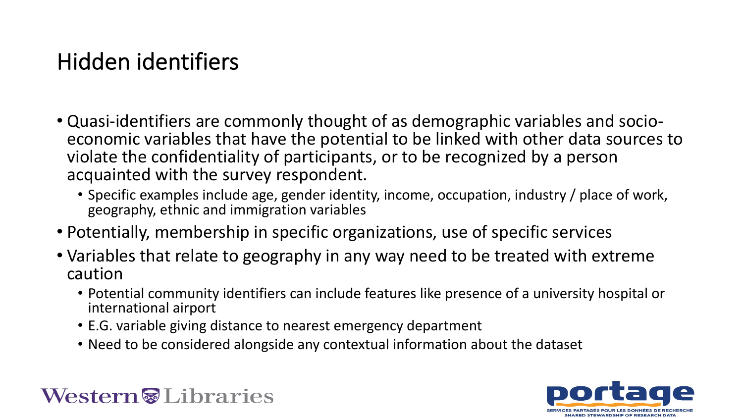# Hidden identifiers

- Quasi-identifiers are commonly thought of as demographic variables and socio-economic variables that have the potential to be linked with other data sources to violate the confidentiality of participants, or to be recognized by a person acquainted with the survey respondent.
  - Specific examples include age, gender identity, income, occupation, industry / place of work, geography, ethnic and immigration variables
- Potentially, membership in specific organizations, use of specific services
- Variables that relate to geography in any way need to be treated with extreme caution
  - Potential community identifiers can include features like presence of a university hospital or international airport
  - E.G. variable giving distance to nearest emergency department
  - Need to be considered alongside any contextual information about the dataset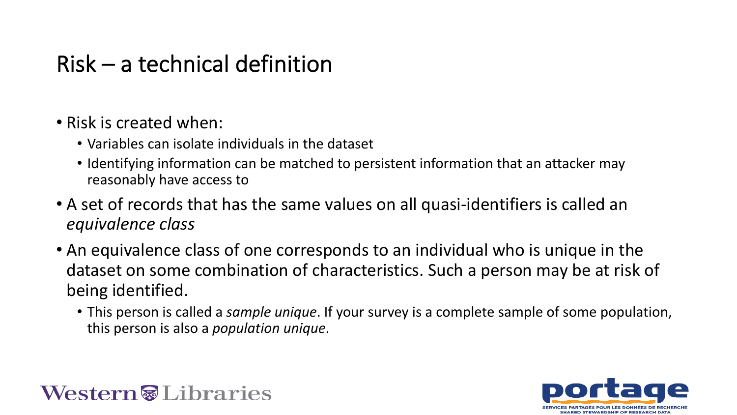# Risk – a technical definition

- Risk is created when:
  - Variables can isolate individuals in the dataset
  - Identifying information can be matched to persistent information that an attacker may reasonably have access to
- A set of records that has the same values on all quasi-identifiers is called an *equivalence class*
- An equivalence class of one corresponds to an individual who is unique in the dataset on some combination of characteristics. Such a person may be at risk of being identified.
  - This person is called a *sample unique*. If your survey is a complete sample of some population, this person is also a *population unique*.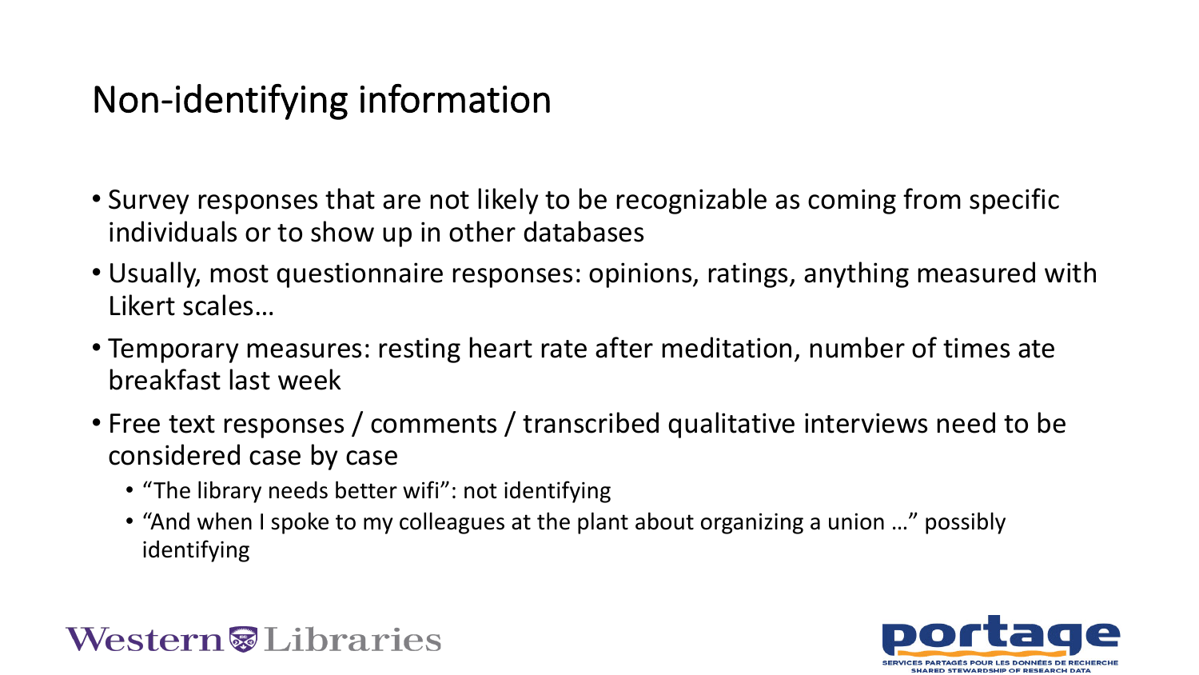# Non-identifying information

- Survey responses that are not likely to be recognizable as coming from specific individuals or to show up in other databases
- Usually, most questionnaire responses: opinions, ratings, anything measured with Likert scales…
- Temporary measures: resting heart rate after meditation, number of times ate breakfast last week
- Free text responses / comments / transcribed qualitative interviews need to be considered case by case
  - “The library needs better wifi”: not identifying
  - “And when I spoke to my colleagues at the plant about organizing a union …” possibly identifying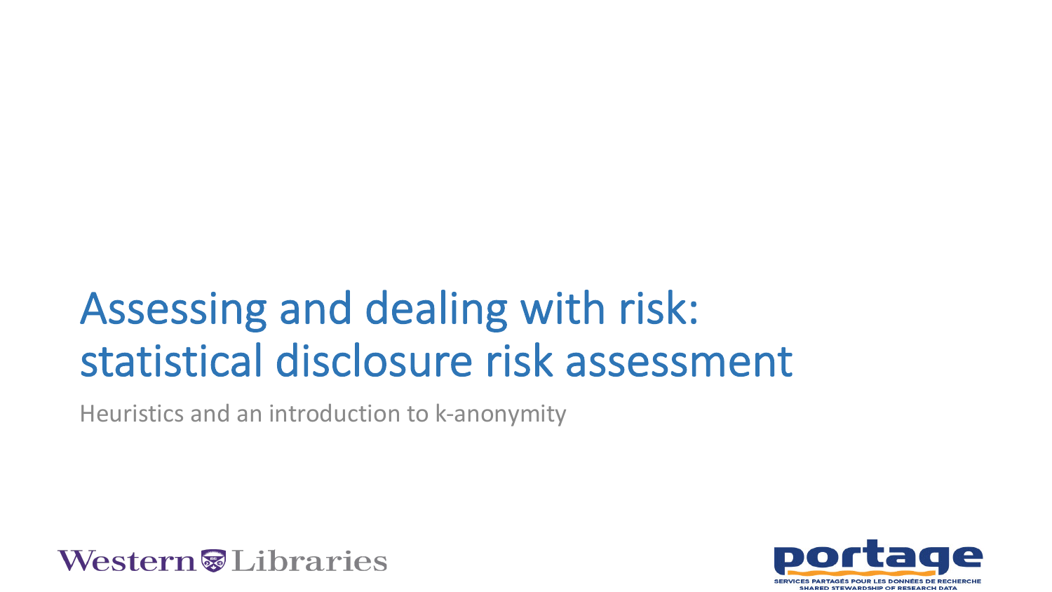# Assessing and dealing with risk: statistical disclosure risk assessment

Heuristics and an introduction to k-anonymity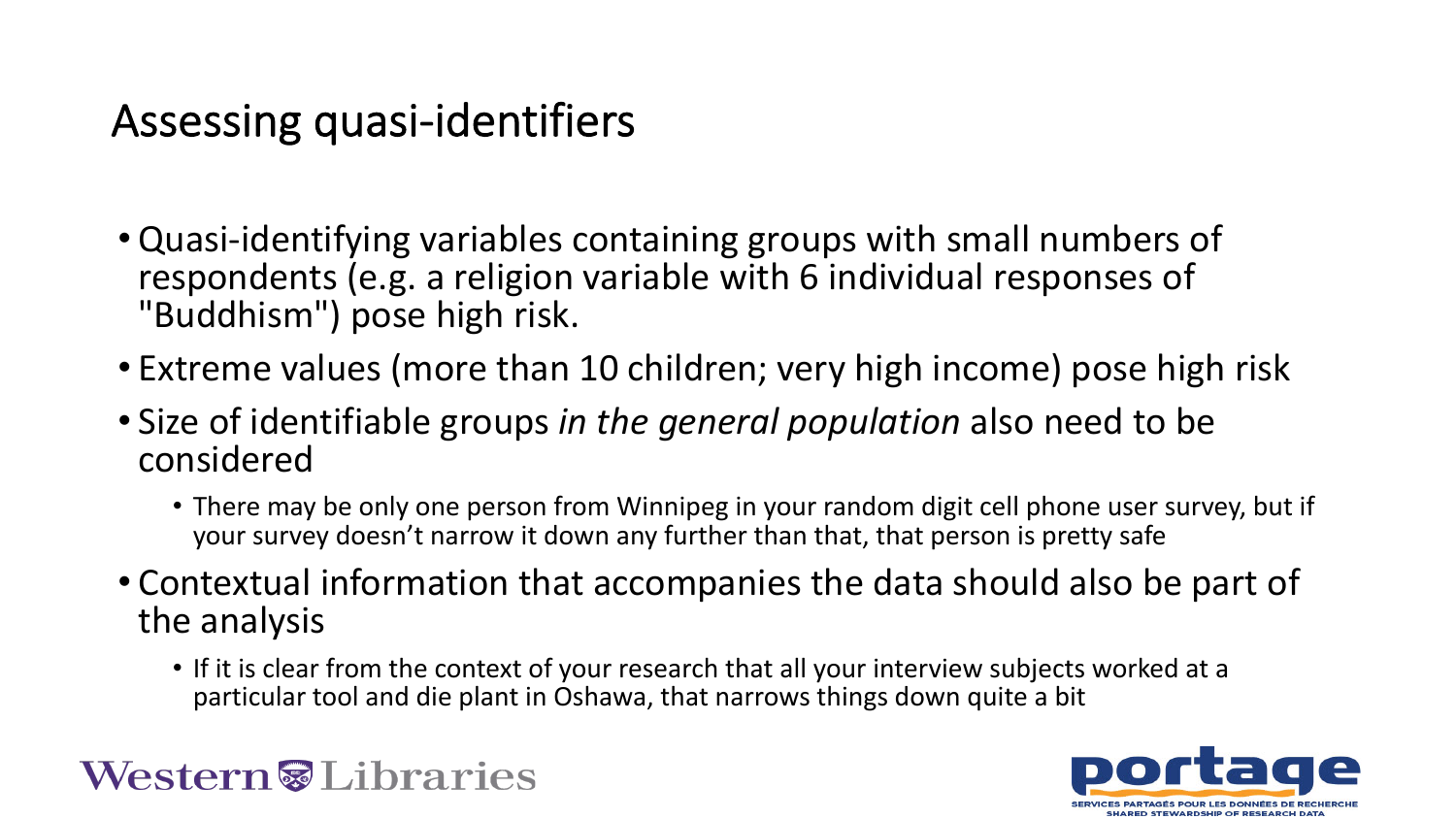# Assessing quasi-identifiers

- Quasi-identifying variables containing groups with small numbers of respondents (e.g. a religion variable with 6 individual responses of "Buddhism") pose high risk.
- Extreme values (more than 10 children; very high income) pose high risk
- Size of identifiable groups *in the general population* also need to be considered
  - There may be only one person from Winnipeg in your random digit cell phone user survey, but if your survey doesn't narrow it down any further than that, that person is pretty safe
- Contextual information that accompanies the data should also be part of the analysis
  - If it is clear from the context of your research that all your interview subjects worked at a particular tool and die plant in Oshawa, that narrows things down quite a bit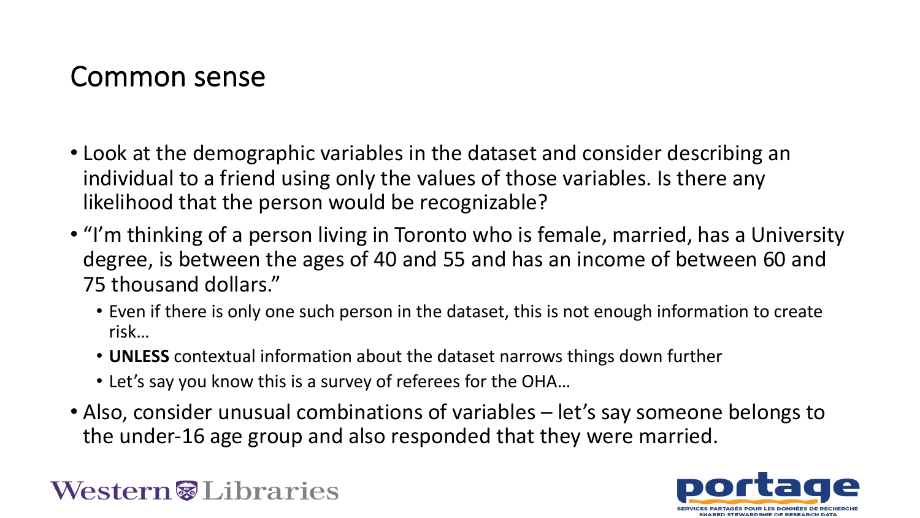# Common sense

- Look at the demographic variables in the dataset and consider describing an individual to a friend using only the values of those variables. Is there any likelihood that the person would be recognizable?
- "I'm thinking of a person living in Toronto who is female, married, has a University degree, is between the ages of 40 and 55 and has an income of between 60 and 75 thousand dollars."
  - Even if there is only one such person in the dataset, this is not enough information to create risk…
  - **UNLESS** contextual information about the dataset narrows things down further
  - Let's say you know this is a survey of referees for the OHA…
- Also, consider unusual combinations of variables – let's say someone belongs to the under-16 age group and also responded that they were married.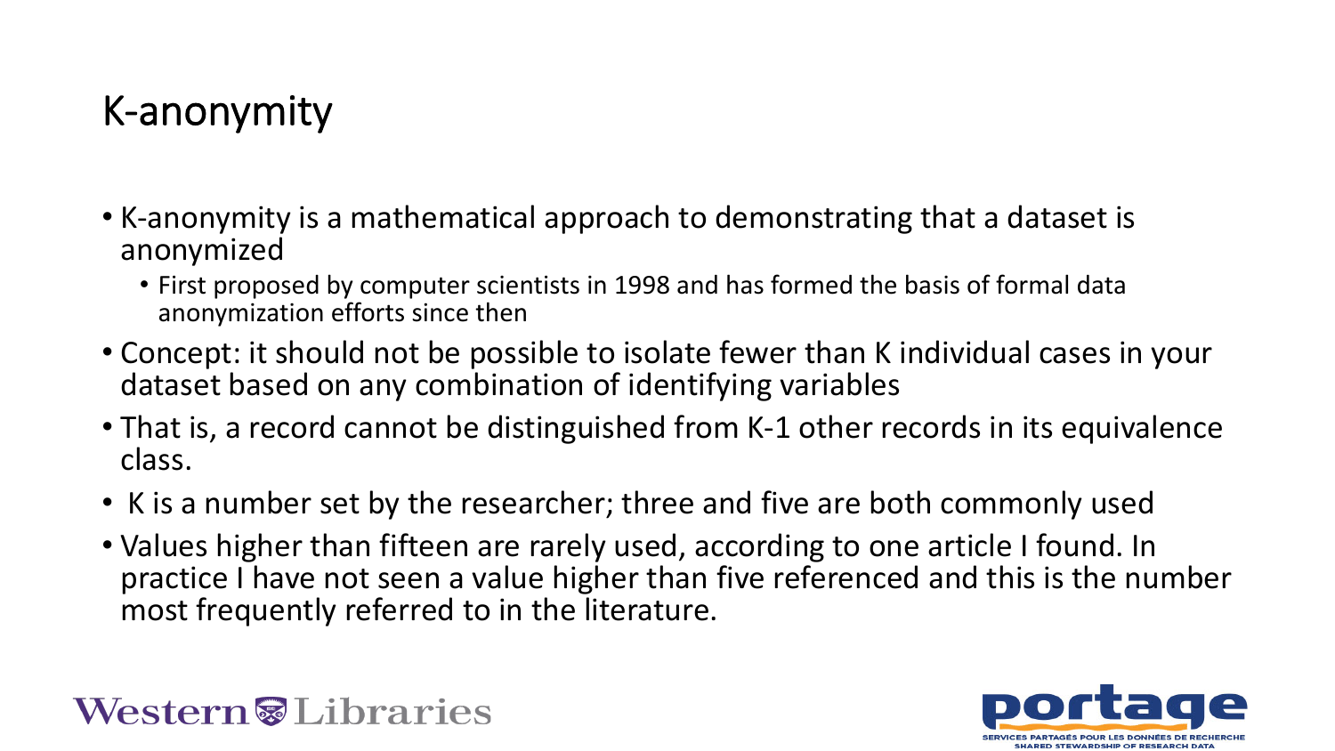# K-anonymity

- K-anonymity is a mathematical approach to demonstrating that a dataset is anonymized
  - First proposed by computer scientists in 1998 and has formed the basis of formal data anonymization efforts since then
- Concept: it should not be possible to isolate fewer than K individual cases in your dataset based on any combination of identifying variables
- That is, a record cannot be distinguished from K-1 other records in its equivalence class.
- K is a number set by the researcher; three and five are both commonly used
- Values higher than fifteen are rarely used, according to one article I found. In practice I have not seen a value higher than five referenced and this is the number most frequently referred to in the literature.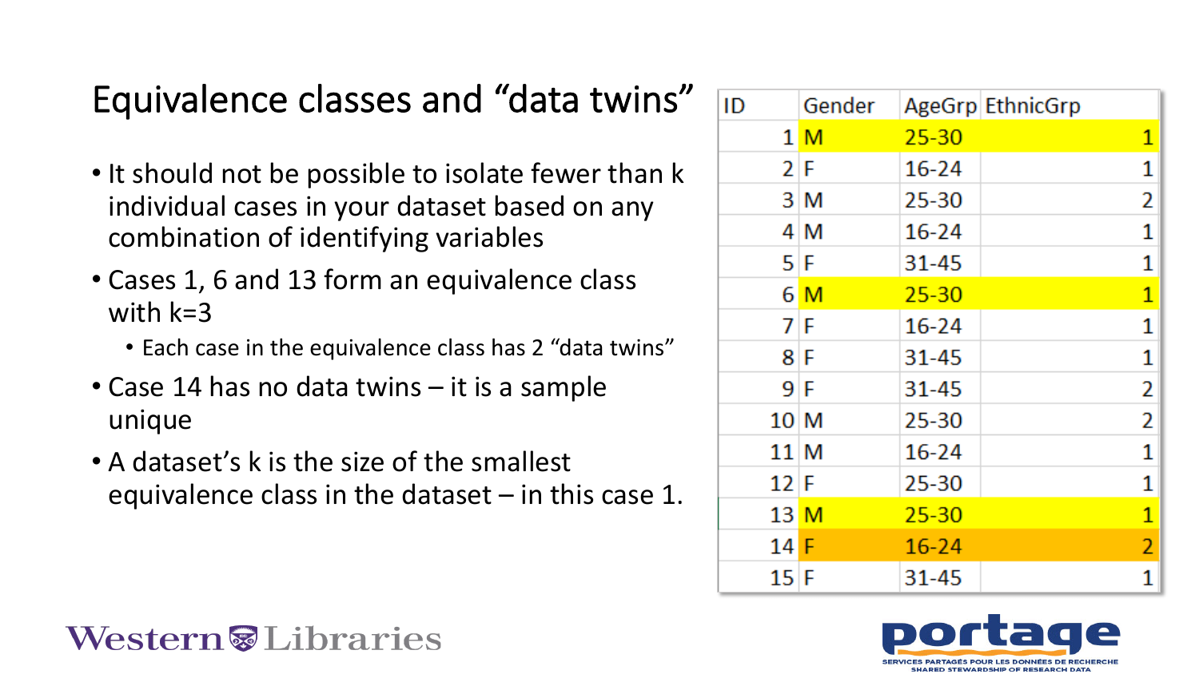# Equivalence classes and "data twins"

- It should not be possible to isolate fewer than k individual cases in your dataset based on any combination of identifying variables
- Cases 1, 6 and 13 form an equivalence class with k=3
  - Each case in the equivalence class has 2 "data twins"
- Case 14 has no data twins – it is a sample unique
- A dataset's k is the size of the smallest equivalence class in the dataset – in this case 1.

| ID | Gender | AgeGrp | EthnicGrp |
|---|---|---|---|
| 1 | M | 25-30 | 1 |
| 2 | F | 16-24 | 1 |
| 3 | M | 25-30 | 2 |
| 4 | M | 16-24 | 1 |
| 5 | F | 31-45 | 1 |
| 6 | M | 25-30 | 1 |
| 7 | F | 16-24 | 1 |
| 8 | F | 31-45 | 1 |
| 9 | F | 31-45 | 2 |
| 10 | M | 25-30 | 2 |
| 11 | M | 16-24 | 1 |
| 12 | F | 25-30 | 1 |
| 13 | M | 25-30 | 1 |
| 14 | F | 16-24 | 2 |
| 15 | F | 31-45 | 1 |

Western Libraries

portage
SERVICES PARTAGÉS POUR LES DONNÉES DE RECHERCHE
SHARED STEWARDSHIP OF RESEARCH DATA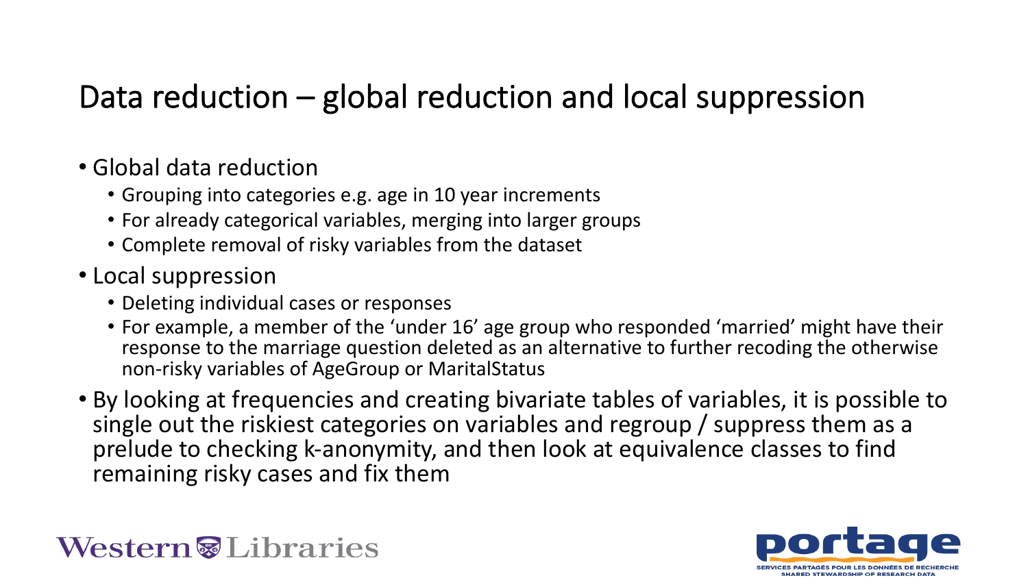# Data reduction – global reduction and local suppression

- Global data reduction
  - Grouping into categories e.g. age in 10 year increments
  - For already categorical variables, merging into larger groups
  - Complete removal of risky variables from the dataset
- Local suppression
  - Deleting individual cases or responses
  - For example, a member of the 'under 16' age group who responded 'married' might have their response to the marriage question deleted as an alternative to further recoding the otherwise non-risky variables of AgeGroup or MaritalStatus
- By looking at frequencies and creating bivariate tables of variables, it is possible to single out the riskiest categories on variables and regroup / suppress them as a prelude to checking k-anonymity, and then look at equivalence classes to find remaining risky cases and fix them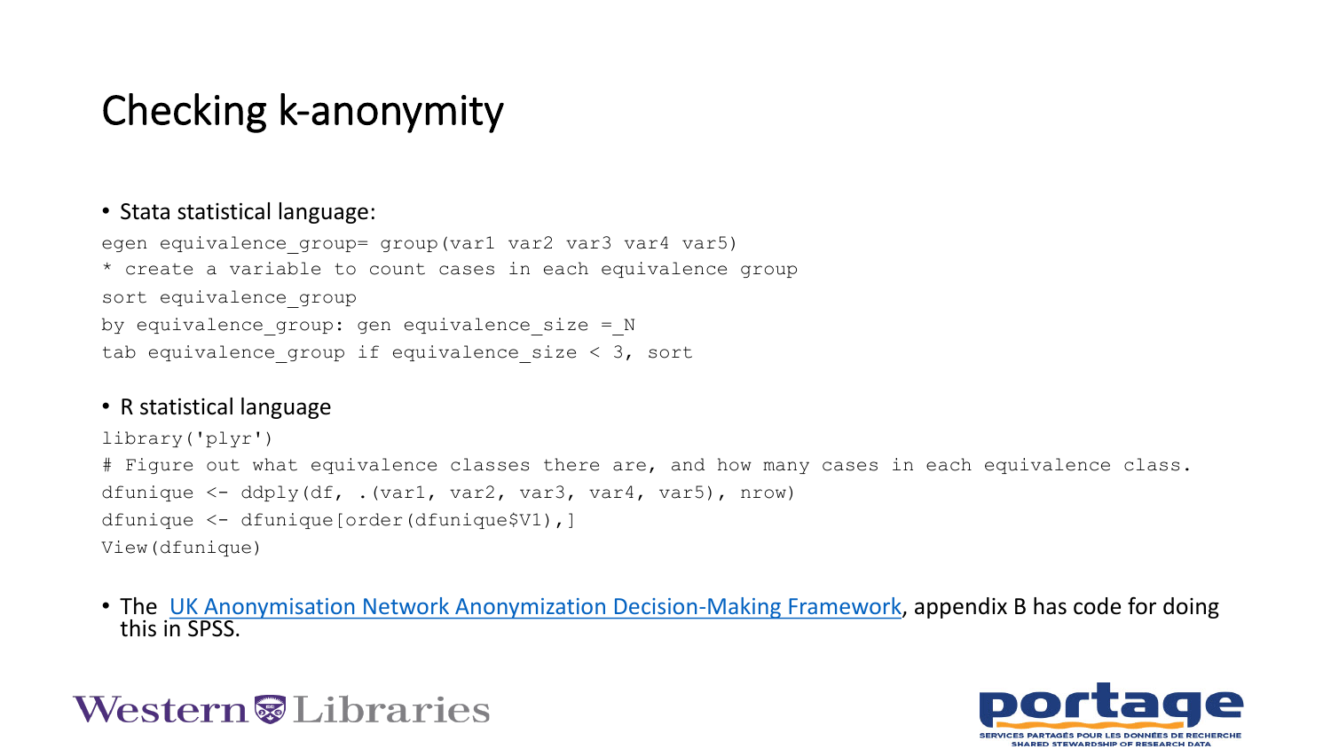# Checking k-anonymity

- Stata statistical language:

```
egen equivalence_group= group(var1 var2 var3 var4 var5)
* create a variable to count cases in each equivalence group
sort equivalence_group
by equivalence_group: gen equivalence_size =_N
tab equivalence_group if equivalence_size < 3, sort
```

- R statistical language

```
library('plyr')
# Figure out what equivalence classes there are, and how many cases in each equivalence class.
dfunique <- ddply(df, .(var1, var2, var3, var4, var5), nrow)
dfunique <- dfunique[order(dfunique$V1),]
View(dfunique)
```

- The [UK Anonymisation Network Anonymization Decision-Making Framework](), appendix B has code for doing this in SPSS.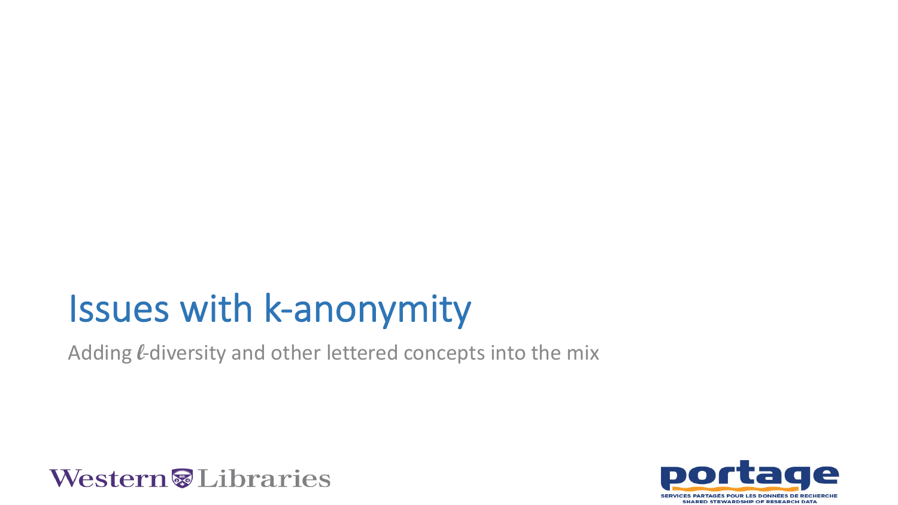# Issues with k-anonymity

Adding $\ell$-diversity and other lettered concepts into the mix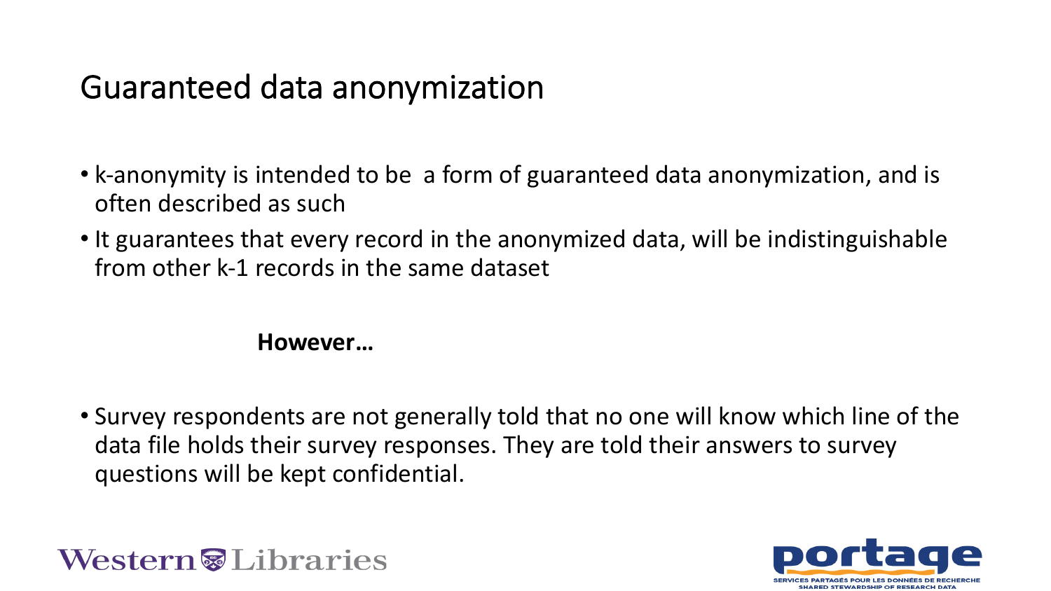# Guaranteed data anonymization

- k-anonymity is intended to be  a form of guaranteed data anonymization, and is often described as such
- It guarantees that every record in the anonymized data, will be indistinguishable from other k-1 records in the same dataset

**However…**

- Survey respondents are not generally told that no one will know which line of the data file holds their survey responses. They are told their answers to survey questions will be kept confidential.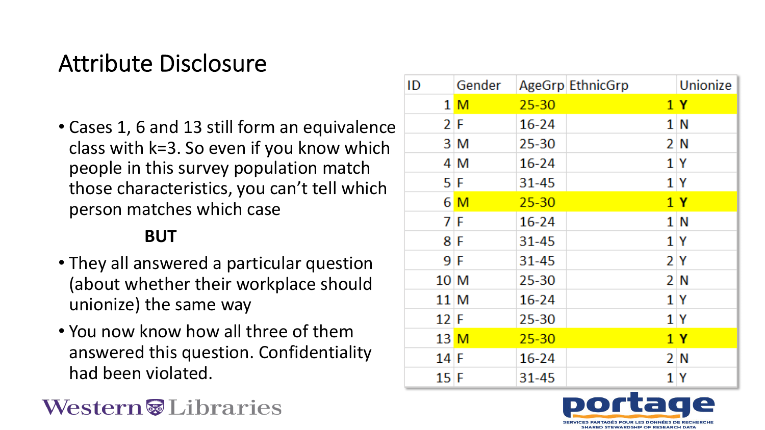# Attribute Disclosure

- Cases 1, 6 and 13 still form an equivalence class with k=3. So even if you know which people in this survey population match those characteristics, you can't tell which person matches which case

**BUT**

- They all answered a particular question (about whether their workplace should unionize) the same way
- You now know how all three of them answered this question. Confidentiality had been violated.

| ID | Gender | AgeGrp | EthnicGrp | Unionize |
|---|---|---|---|---|
| 1 | M | 25-30 | 1 | **Y** |
| 2 | F | 16-24 | 1 | N |
| 3 | M | 25-30 | 2 | N |
| 4 | M | 16-24 | 1 | Y |
| 5 | F | 31-45 | 1 | Y |
| 6 | M | 25-30 | 1 | **Y** |
| 7 | F | 16-24 | 1 | N |
| 8 | F | 31-45 | 1 | Y |
| 9 | F | 31-45 | 2 | Y |
| 10 | M | 25-30 | 2 | N |
| 11 | M | 16-24 | 1 | Y |
| 12 | F | 25-30 | 1 | Y |
| 13 | M | 25-30 | 1 | **Y** |
| 14 | F | 16-24 | 2 | N |
| 15 | F | 31-45 | 1 | Y |

Western Libraries

portage
SERVICES PARTAGÉS POUR LES DONNÉES DE RECHERCHE
SHARED STEWARDSHIP OF RESEARCH DATA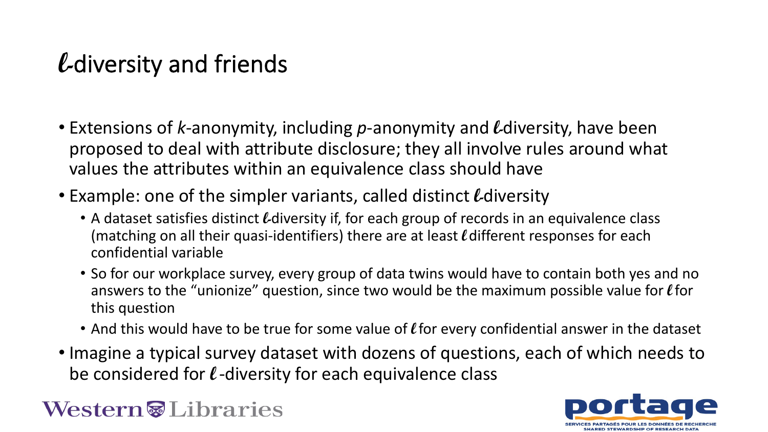# $\ell$-diversity and friends

- Extensions of *k*-anonymity, including *p*-anonymity and $\ell$-diversity, have been proposed to deal with attribute disclosure; they all involve rules around what values the attributes within an equivalence class should have
- Example: one of the simpler variants, called distinct $\ell$-diversity
  - A dataset satisfies distinct $\ell$-diversity if, for each group of records in an equivalence class (matching on all their quasi-identifiers) there are at least $\ell$ different responses for each confidential variable
  - So for our workplace survey, every group of data twins would have to contain both yes and no answers to the "unionize" question, since two would be the maximum possible value for $\ell$ for this question
  - And this would have to be true for some value of $\ell$ for every confidential answer in the dataset
- Imagine a typical survey dataset with dozens of questions, each of which needs to be considered for $\ell$-diversity for each equivalence class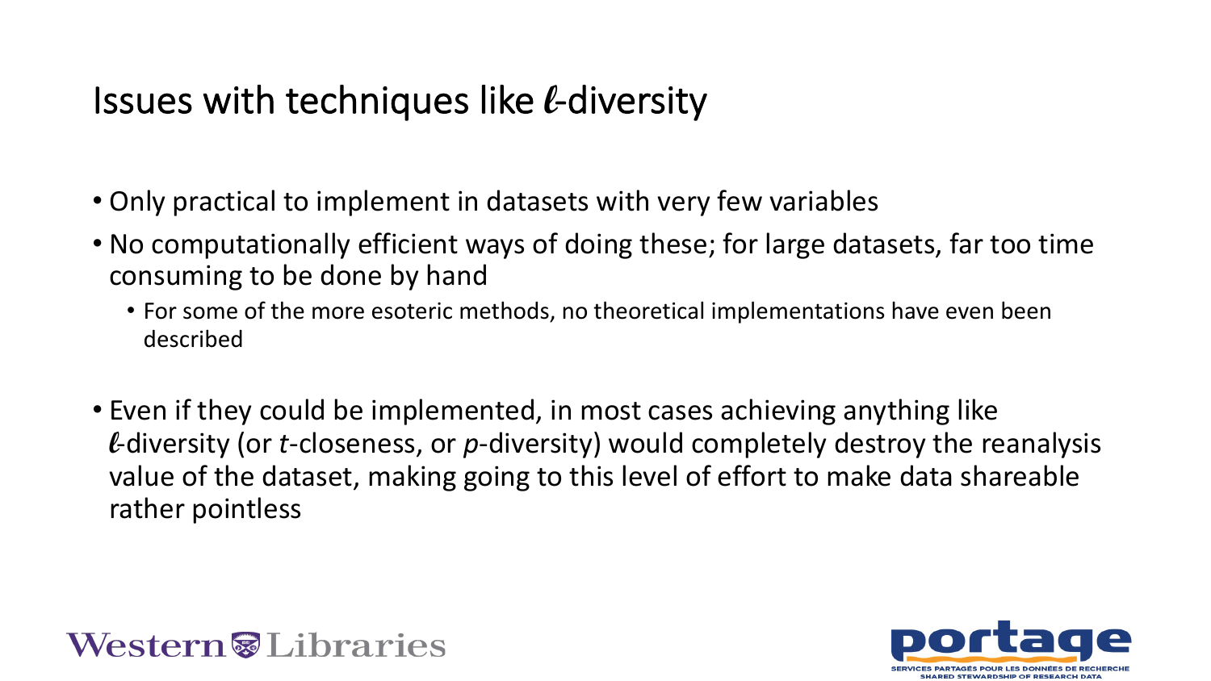# Issues with techniques like $\ell$-diversity

- Only practical to implement in datasets with very few variables
- No computationally efficient ways of doing these; for large datasets, far too time consuming to be done by hand
  - For some of the more esoteric methods, no theoretical implementations have even been described
- Even if they could be implemented, in most cases achieving anything like $\ell$-diversity (or *t*-closeness, or *p*-diversity) would completely destroy the reanalysis value of the dataset, making going to this level of effort to make data shareable rather pointless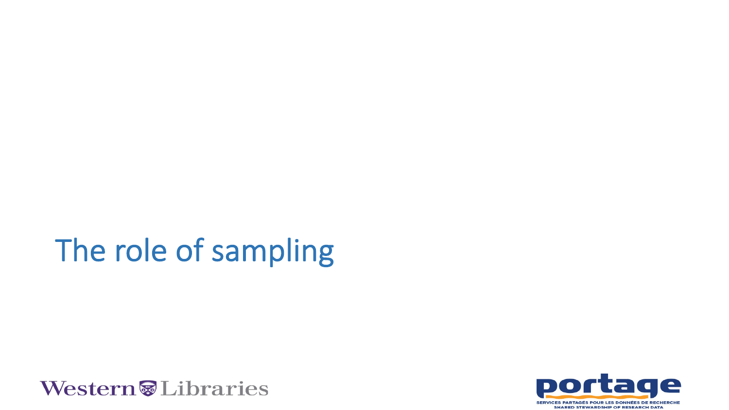# The role of sampling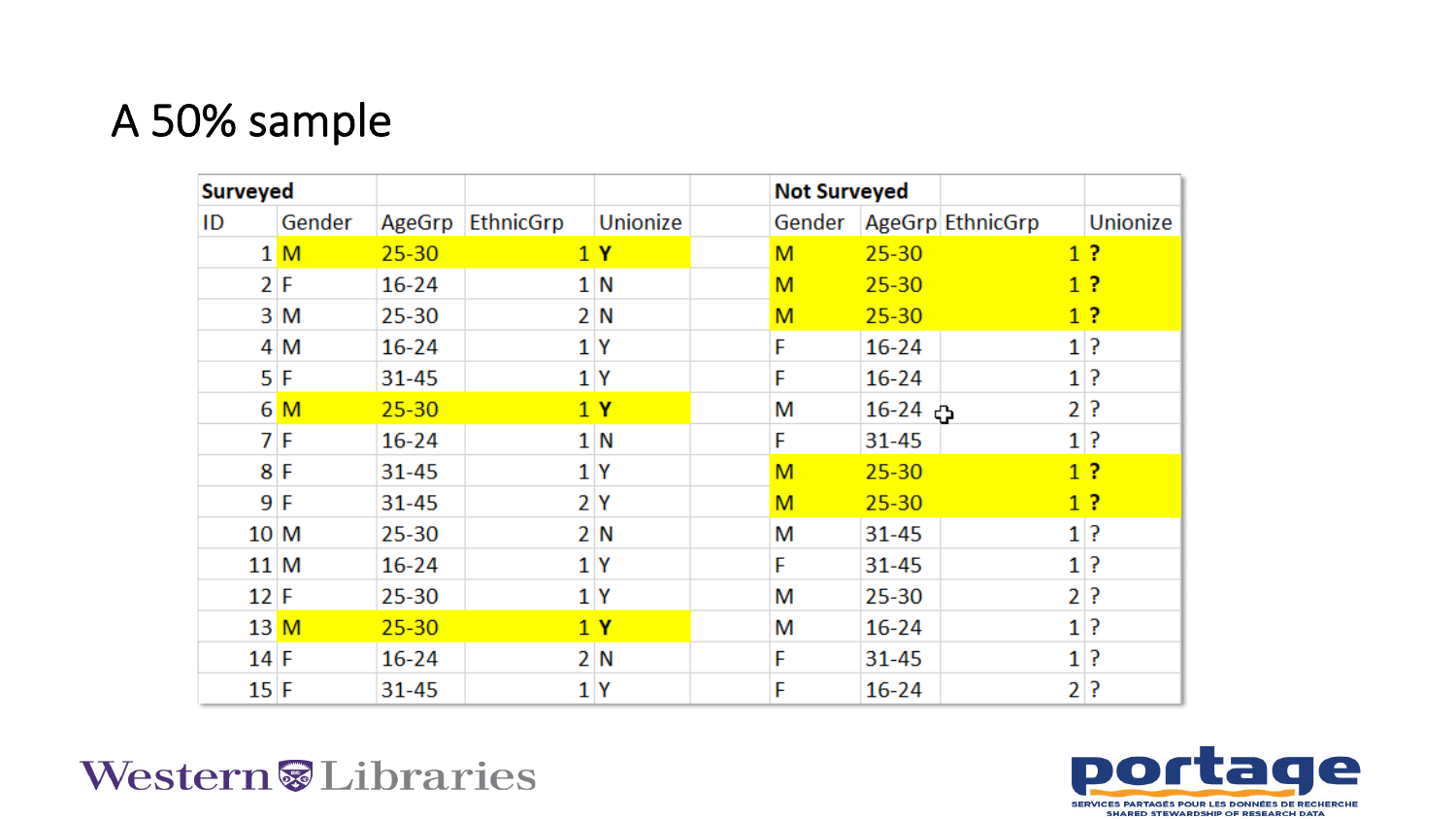# A 50% sample

| Surveyed | | | | | | Not Surveyed | | | |
|---|---|---|---|---|---|---|---|---|---|
| ID | Gender | AgeGrp | EthnicGrp | Unionize | | Gender | AgeGrp | EthnicGrp | Unionize |
| 1 | M | 25-30 | 1 | **Y** | | M | 25-30 | 1 | **?** |
| 2 | F | 16-24 | 1 | N | | M | 25-30 | 1 | **?** |
| 3 | M | 25-30 | 2 | N | | M | 25-30 | 1 | **?** |
| 4 | M | 16-24 | 1 | Y | | F | 16-24 | 1 | ? |
| 5 | F | 31-45 | 1 | Y | | F | 16-24 | 1 | ? |
| 6 | M | 25-30 | 1 | **Y** | | M | 16-24 | 2 | ? |
| 7 | F | 16-24 | 1 | N | | F | 31-45 | 1 | ? |
| 8 | F | 31-45 | 1 | Y | | M | 25-30 | 1 | **?** |
| 9 | F | 31-45 | 2 | Y | | M | 25-30 | 1 | **?** |
| 10 | M | 25-30 | 2 | N | | M | 31-45 | 1 | ? |
| 11 | M | 16-24 | 1 | Y | | F | 31-45 | 1 | ? |
| 12 | F | 25-30 | 1 | Y | | M | 25-30 | 2 | ? |
| 13 | M | 25-30 | 1 | **Y** | | M | 16-24 | 1 | ? |
| 14 | F | 16-24 | 2 | N | | F | 31-45 | 1 | ? |
| 15 | F | 31-45 | 1 | Y | | F | 16-24 | 2 | ? |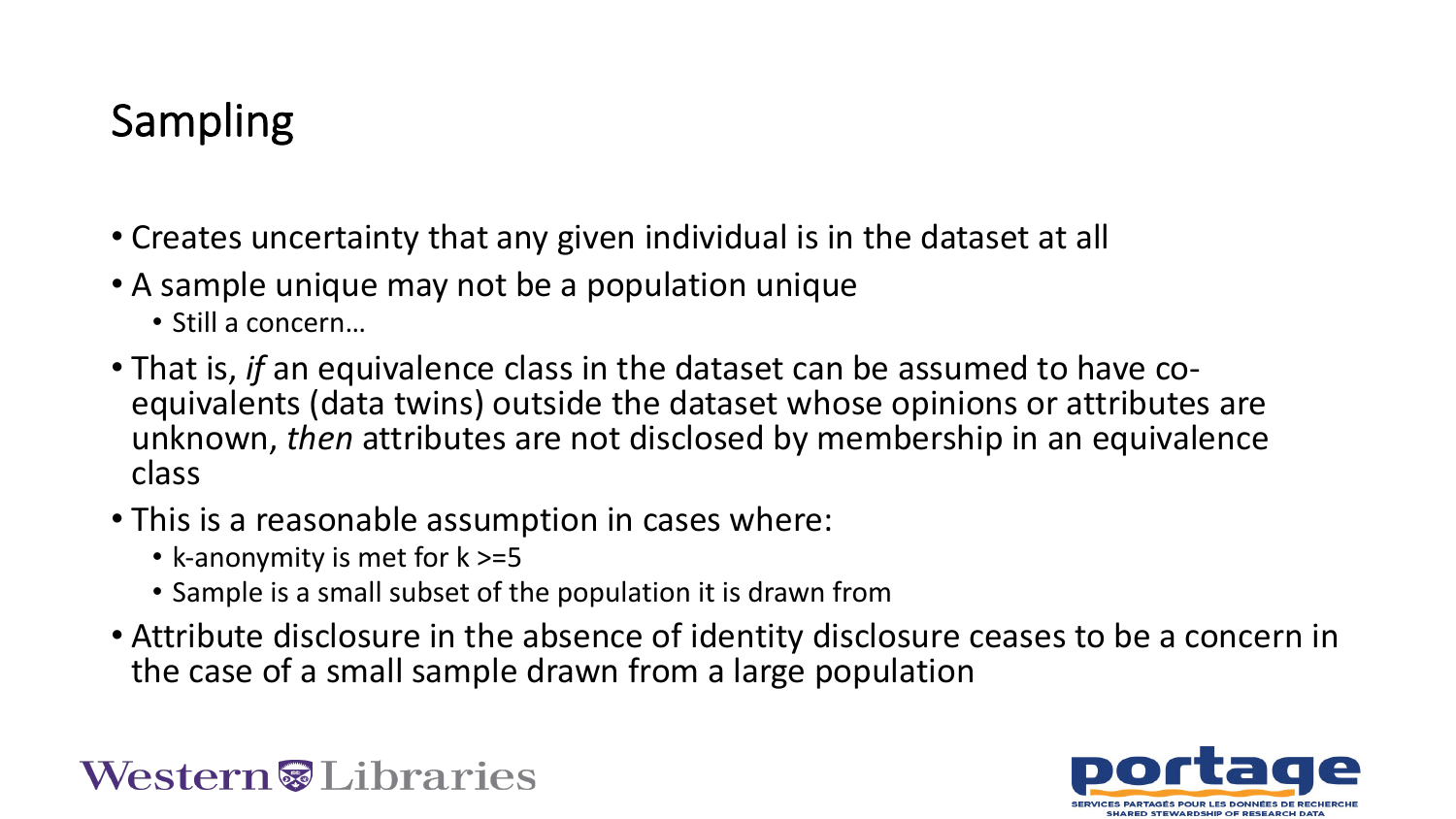# Sampling

- Creates uncertainty that any given individual is in the dataset at all
- A sample unique may not be a population unique
  - Still a concern…
- That is, *if* an equivalence class in the dataset can be assumed to have co-equivalents (data twins) outside the dataset whose opinions or attributes are unknown, *then* attributes are not disclosed by membership in an equivalence class
- This is a reasonable assumption in cases where:
  - k-anonymity is met for k >=5
  - Sample is a small subset of the population it is drawn from
- Attribute disclosure in the absence of identity disclosure ceases to be a concern in the case of a small sample drawn from a large population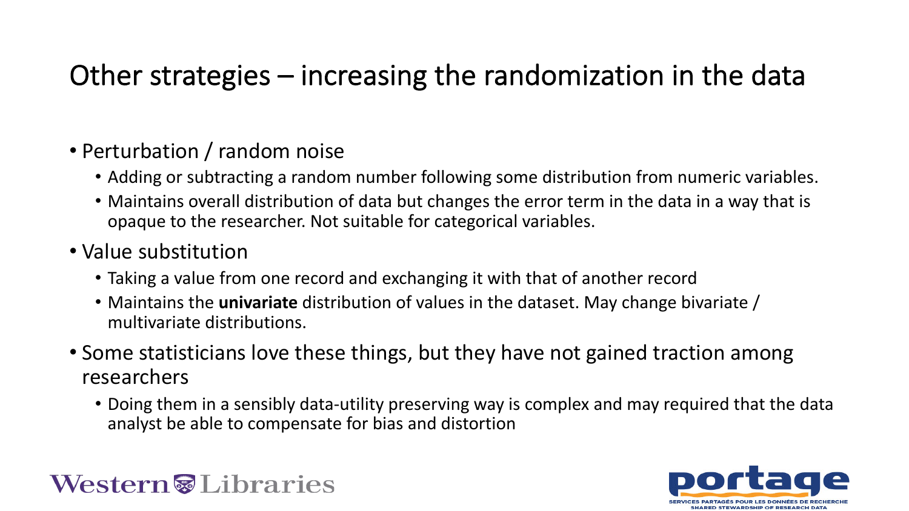# Other strategies – increasing the randomization in the data

- Perturbation / random noise
  - Adding or subtracting a random number following some distribution from numeric variables.
  - Maintains overall distribution of data but changes the error term in the data in a way that is opaque to the researcher. Not suitable for categorical variables.
- Value substitution
  - Taking a value from one record and exchanging it with that of another record
  - Maintains the **univariate** distribution of values in the dataset. May change bivariate / multivariate distributions.
- Some statisticians love these things, but they have not gained traction among researchers
  - Doing them in a sensibly data-utility preserving way is complex and may required that the data analyst be able to compensate for bias and distortion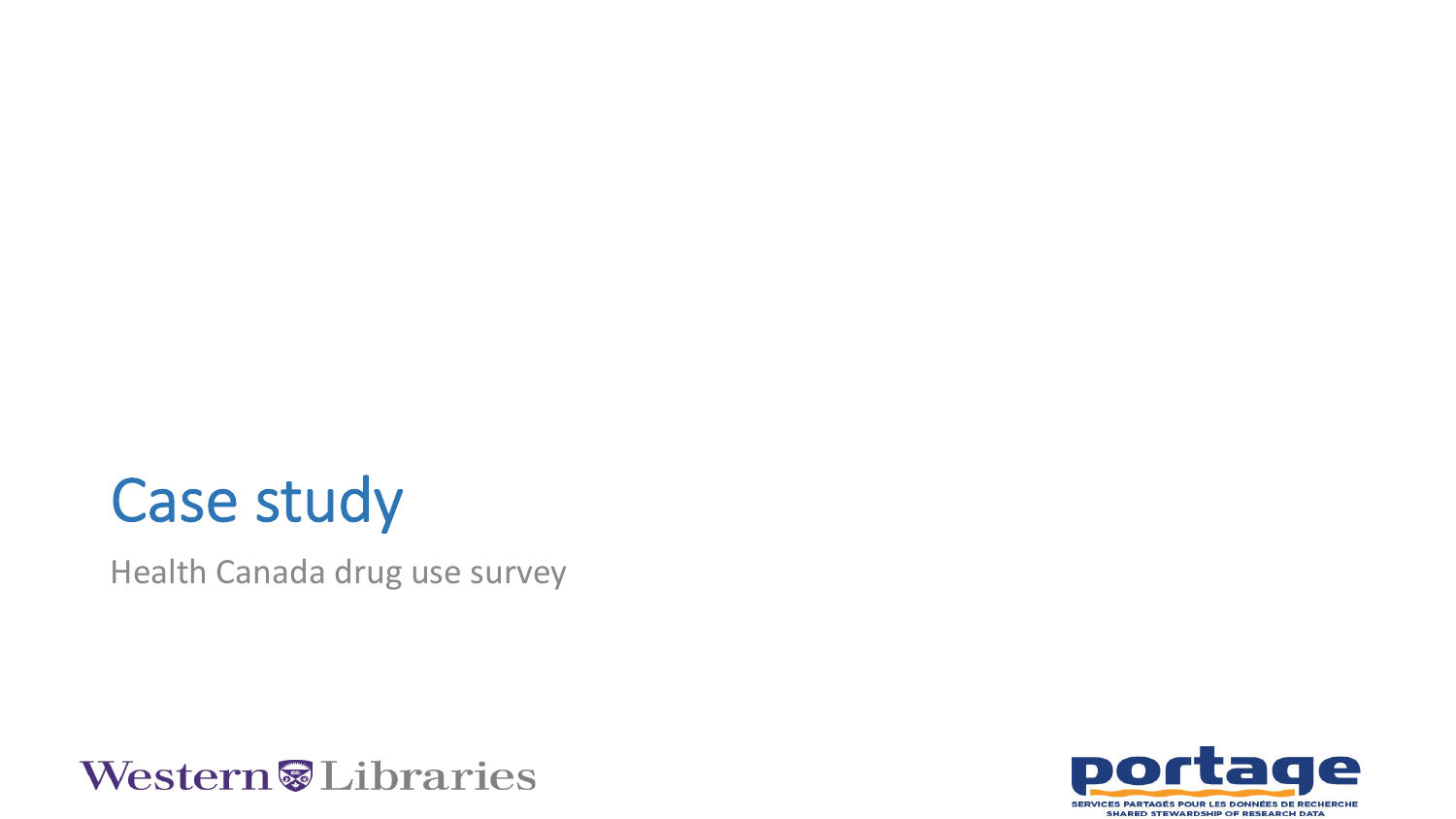# Case study

Health Canada drug use survey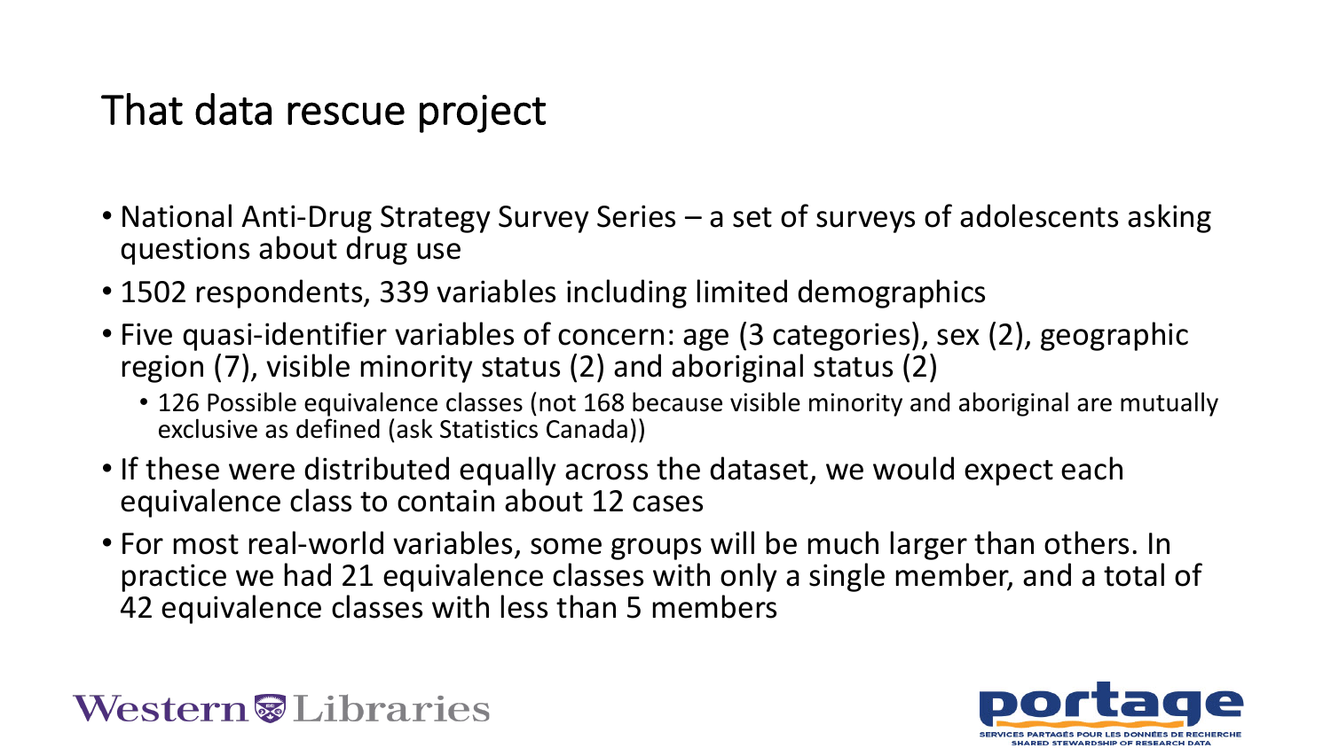# That data rescue project

- National Anti-Drug Strategy Survey Series – a set of surveys of adolescents asking questions about drug use
- 1502 respondents, 339 variables including limited demographics
- Five quasi-identifier variables of concern: age (3 categories), sex (2), geographic region (7), visible minority status (2) and aboriginal status (2)
  - 126 Possible equivalence classes (not 168 because visible minority and aboriginal are mutually exclusive as defined (ask Statistics Canada))
- If these were distributed equally across the dataset, we would expect each equivalence class to contain about 12 cases
- For most real-world variables, some groups will be much larger than others. In practice we had 21 equivalence classes with only a single member, and a total of 42 equivalence classes with less than 5 members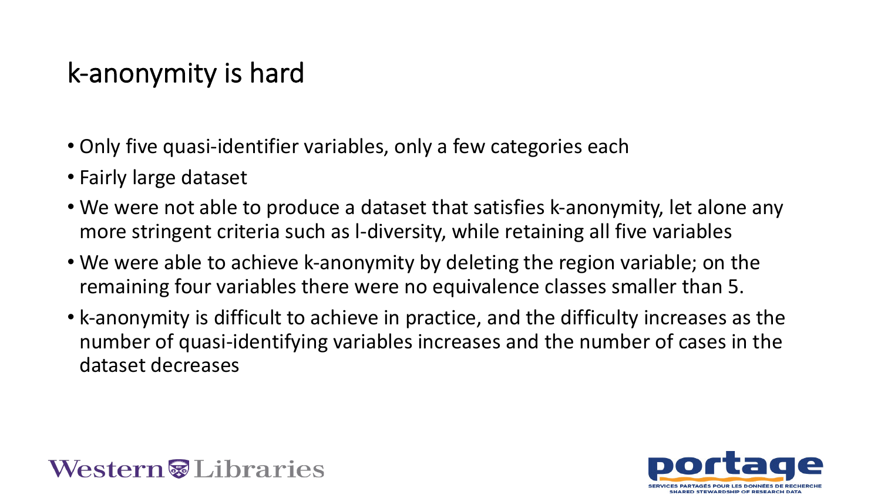# k-anonymity is hard

- Only five quasi-identifier variables, only a few categories each
- Fairly large dataset
- We were not able to produce a dataset that satisfies k-anonymity, let alone any more stringent criteria such as l-diversity, while retaining all five variables
- We were able to achieve k-anonymity by deleting the region variable; on the remaining four variables there were no equivalence classes smaller than 5.
- k-anonymity is difficult to achieve in practice, and the difficulty increases as the number of quasi-identifying variables increases and the number of cases in the dataset decreases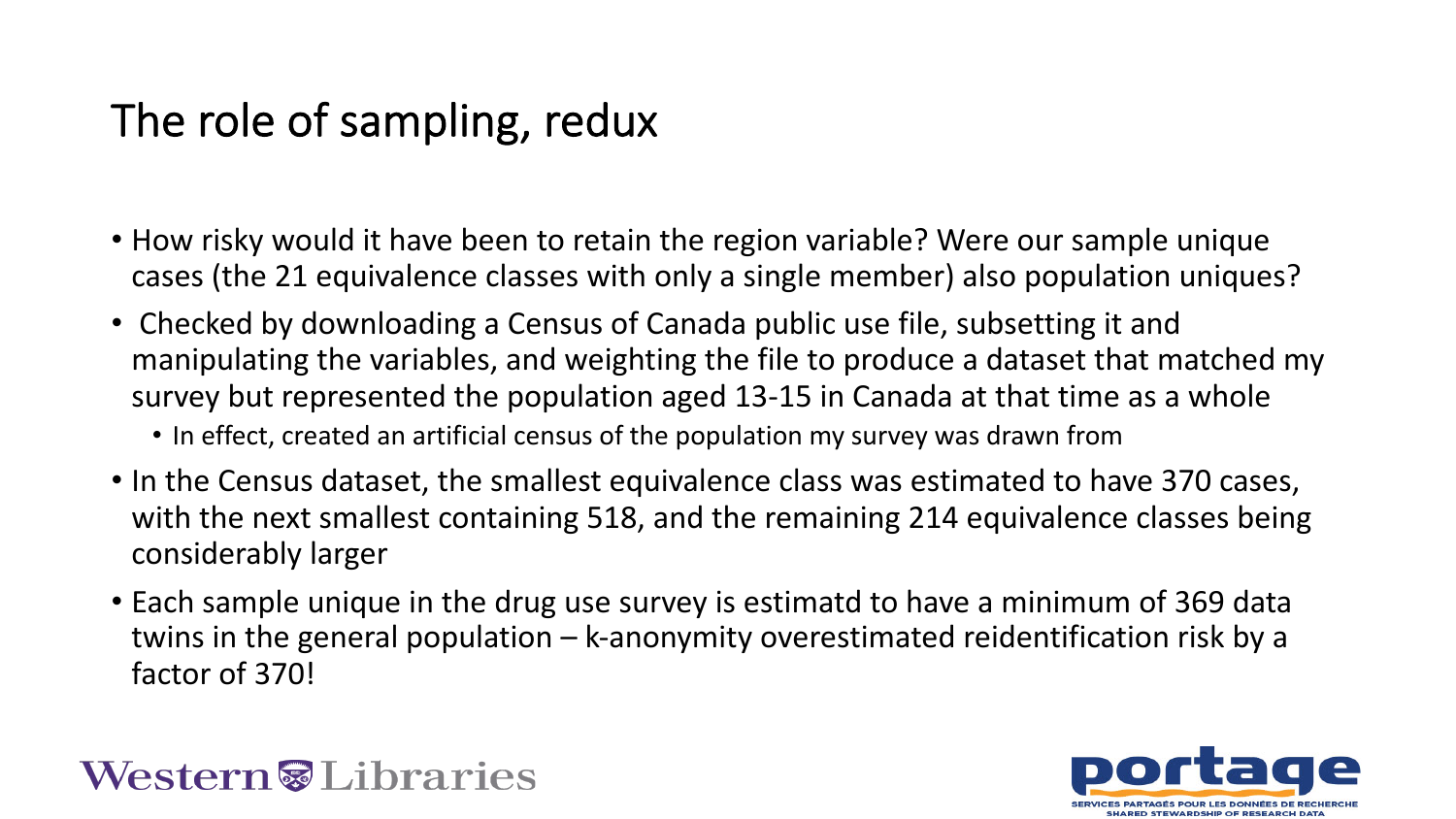# The role of sampling, redux

- How risky would it have been to retain the region variable? Were our sample unique cases (the 21 equivalence classes with only a single member) also population uniques?
- Checked by downloading a Census of Canada public use file, subsetting it and manipulating the variables, and weighting the file to produce a dataset that matched my survey but represented the population aged 13-15 in Canada at that time as a whole
  - In effect, created an artificial census of the population my survey was drawn from
- In the Census dataset, the smallest equivalence class was estimated to have 370 cases, with the next smallest containing 518, and the remaining 214 equivalence classes being considerably larger
- Each sample unique in the drug use survey is estimatd to have a minimum of 369 data twins in the general population – k-anonymity overestimated reidentification risk by a factor of 370!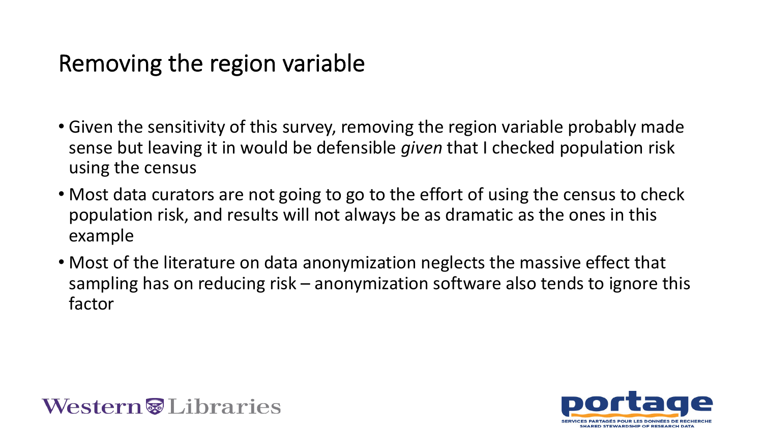# Removing the region variable

- Given the sensitivity of this survey, removing the region variable probably made sense but leaving it in would be defensible *given* that I checked population risk using the census
- Most data curators are not going to go to the effort of using the census to check population risk, and results will not always be as dramatic as the ones in this example
- Most of the literature on data anonymization neglects the massive effect that sampling has on reducing risk – anonymization software also tends to ignore this factor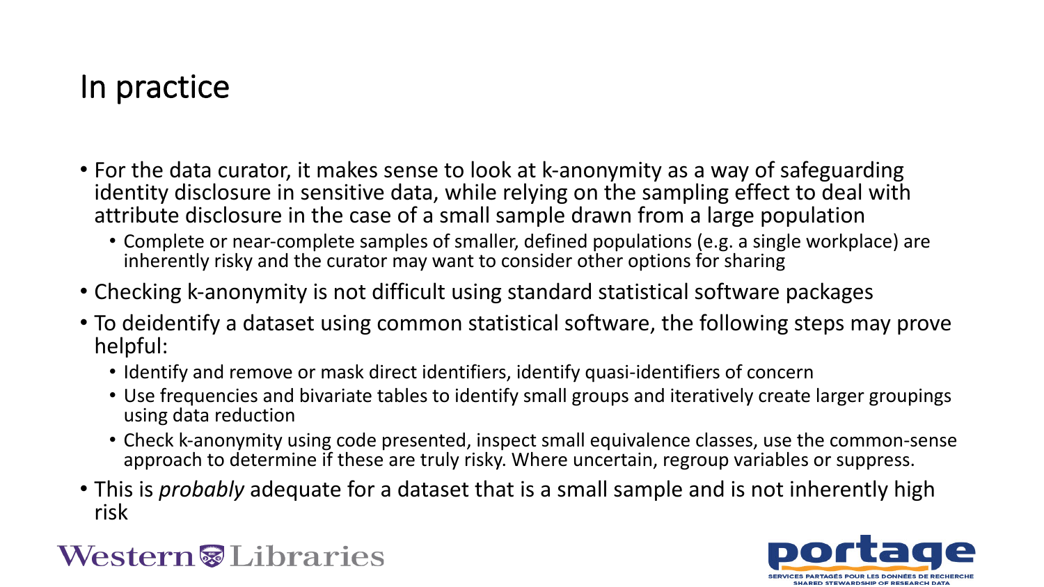# In practice

- For the data curator, it makes sense to look at k-anonymity as a way of safeguarding identity disclosure in sensitive data, while relying on the sampling effect to deal with attribute disclosure in the case of a small sample drawn from a large population
  - Complete or near-complete samples of smaller, defined populations (e.g. a single workplace) are inherently risky and the curator may want to consider other options for sharing
- Checking k-anonymity is not difficult using standard statistical software packages
- To deidentify a dataset using common statistical software, the following steps may prove helpful:
  - Identify and remove or mask direct identifiers, identify quasi-identifiers of concern
  - Use frequencies and bivariate tables to identify small groups and iteratively create larger groupings using data reduction
  - Check k-anonymity using code presented, inspect small equivalence classes, use the common-sense approach to determine if these are truly risky. Where uncertain, regroup variables or suppress.
- This is *probably* adequate for a dataset that is a small sample and is not inherently high risk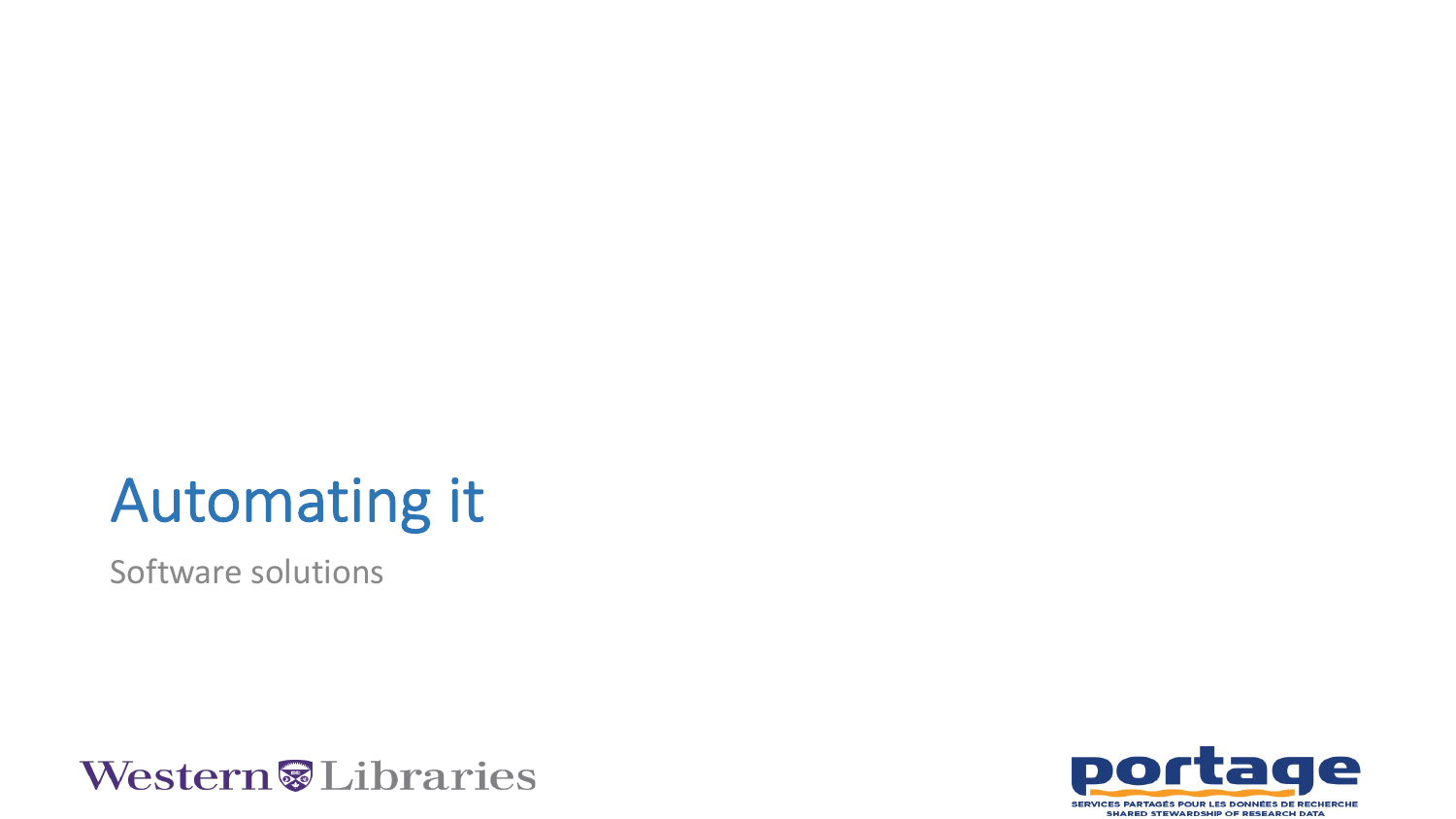# Automating it

Software solutions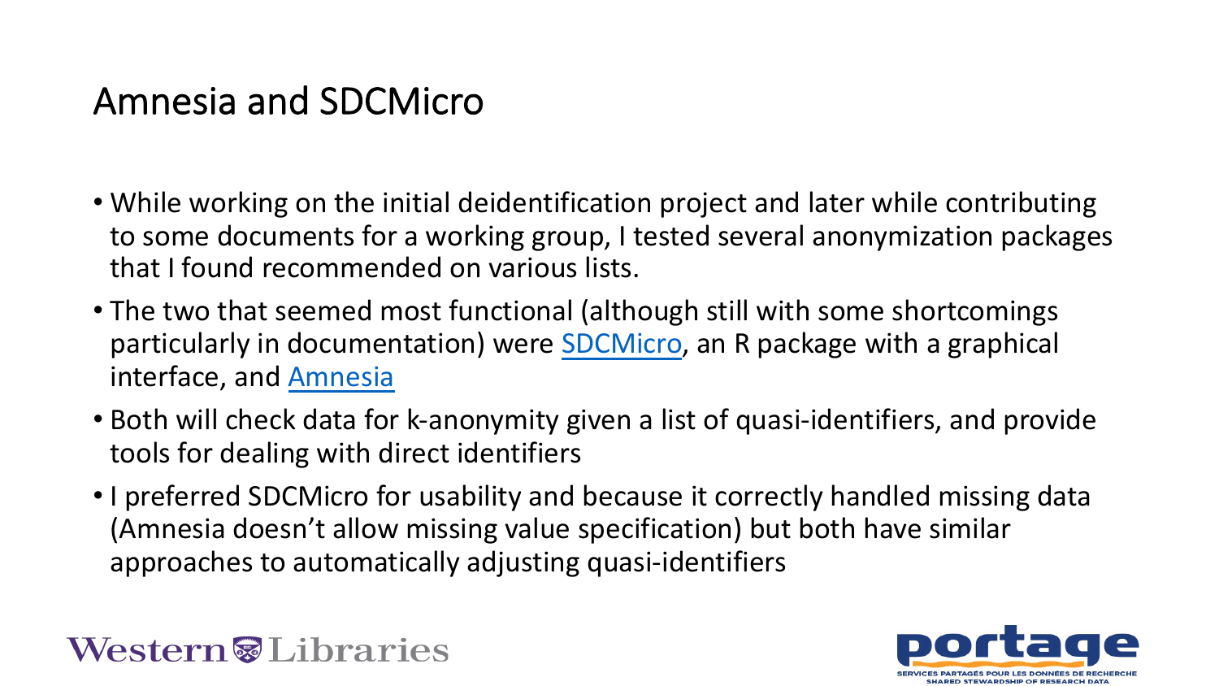# Amnesia and SDCMicro

- While working on the initial deidentification project and later while contributing to some documents for a working group, I tested several anonymization packages that I found recommended on various lists.
- The two that seemed most functional (although still with some shortcomings particularly in documentation) were SDCMicro, an R package with a graphical interface, and Amnesia
- Both will check data for k-anonymity given a list of quasi-identifiers, and provide tools for dealing with direct identifiers
- I preferred SDCMicro for usability and because it correctly handled missing data (Amnesia doesn't allow missing value specification) but both have similar approaches to automatically adjusting quasi-identifiers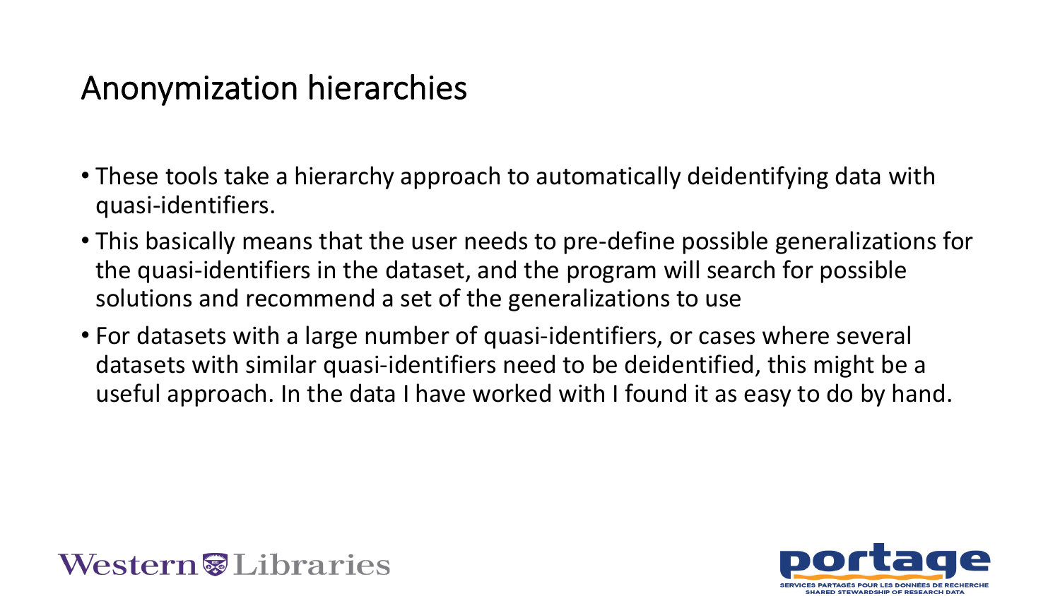# Anonymization hierarchies

- These tools take a hierarchy approach to automatically deidentifying data with quasi-identifiers.
- This basically means that the user needs to pre-define possible generalizations for the quasi-identifiers in the dataset, and the program will search for possible solutions and recommend a set of the generalizations to use
- For datasets with a large number of quasi-identifiers, or cases where several datasets with similar quasi-identifiers need to be deidentified, this might be a useful approach. In the data I have worked with I found it as easy to do by hand.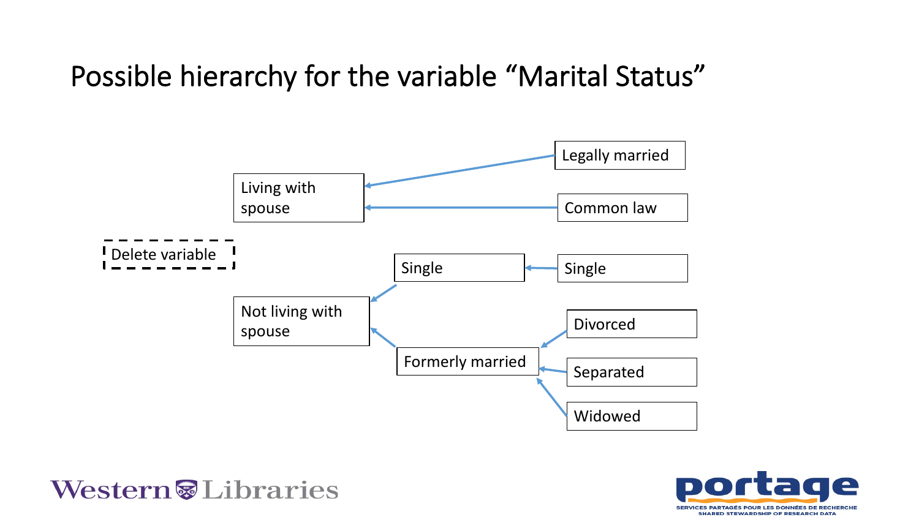# Possible hierarchy for the variable "Marital Status"

- Delete variable
  - Living with spouse
    - Legally married
    - Common law
  - Not living with spouse
    - Single
      - Single
    - Formerly married
      - Divorced
      - Separated
      - Widowed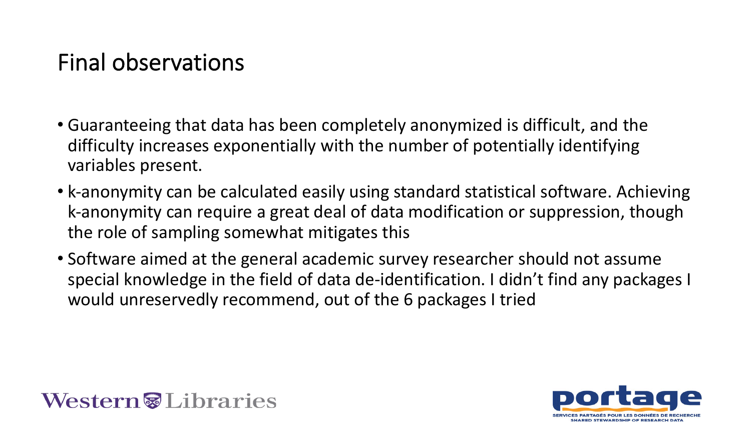# Final observations

- Guaranteeing that data has been completely anonymized is difficult, and the difficulty increases exponentially with the number of potentially identifying variables present.
- k-anonymity can be calculated easily using standard statistical software. Achieving k-anonymity can require a great deal of data modification or suppression, though the role of sampling somewhat mitigates this
- Software aimed at the general academic survey researcher should not assume special knowledge in the field of data de-identification. I didn't find any packages I would unreservedly recommend, out of the 6 packages I tried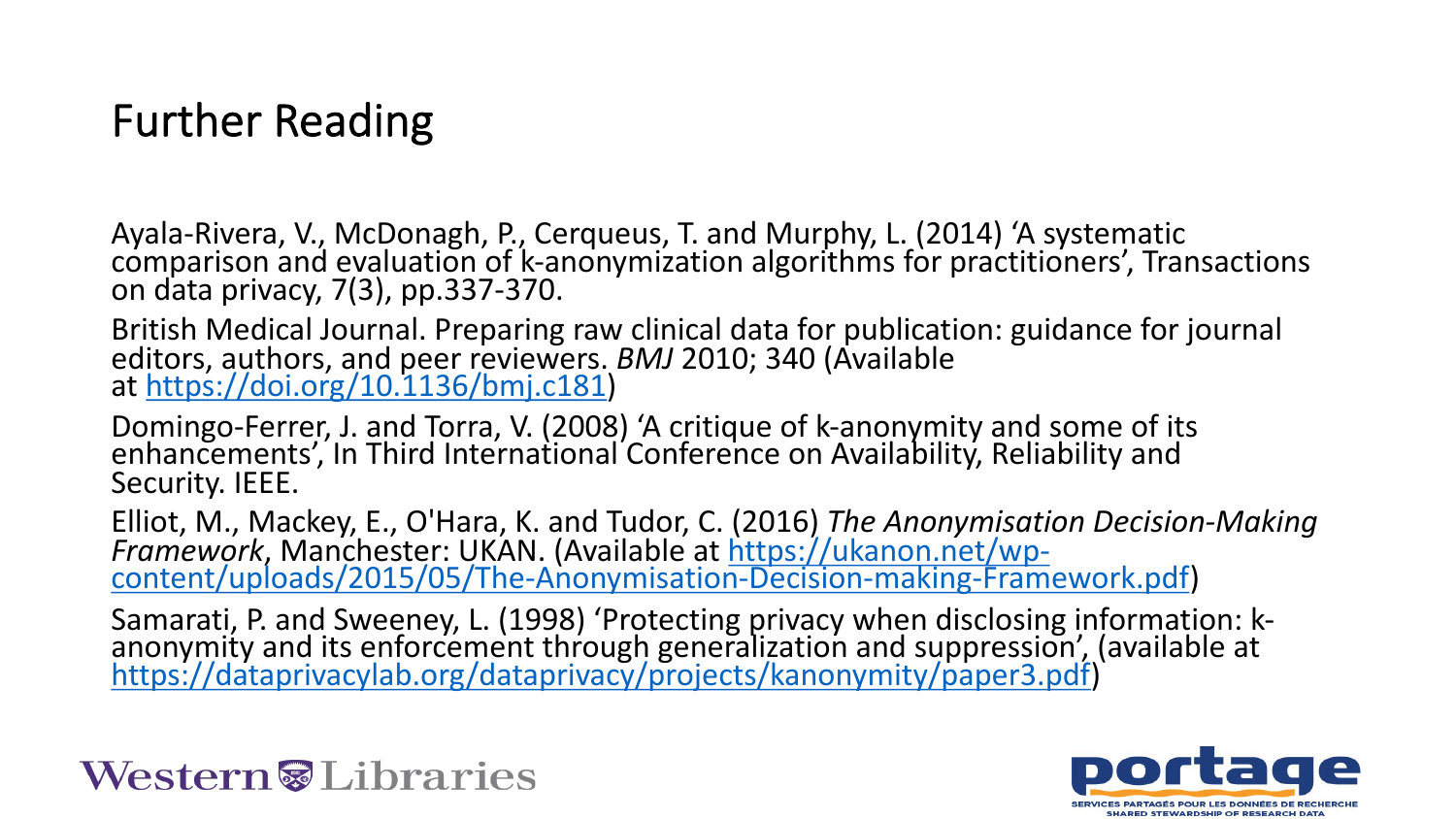# Further Reading

Ayala-Rivera, V., McDonagh, P., Cerqueus, T. and Murphy, L. (2014) 'A systematic comparison and evaluation of k-anonymization algorithms for practitioners', Transactions on data privacy, 7(3), pp.337-370.

British Medical Journal. Preparing raw clinical data for publication: guidance for journal editors, authors, and peer reviewers. *BMJ* 2010; 340 (Available at https://doi.org/10.1136/bmj.c181)

Domingo-Ferrer, J. and Torra, V. (2008) 'A critique of k-anonymity and some of its enhancements', In Third International Conference on Availability, Reliability and Security. IEEE.

Elliot, M., Mackey, E., O'Hara, K. and Tudor, C. (2016) *The Anonymisation Decision-Making Framework*, Manchester: UKAN. (Available at https://ukanon.net/wp-content/uploads/2015/05/The-Anonymisation-Decision-making-Framework.pdf)

Samarati, P. and Sweeney, L. (1998) 'Protecting privacy when disclosing information: k-anonymity and its enforcement through generalization and suppression', (available at https://dataprivacylab.org/dataprivacy/projects/kanonymity/paper3.pdf)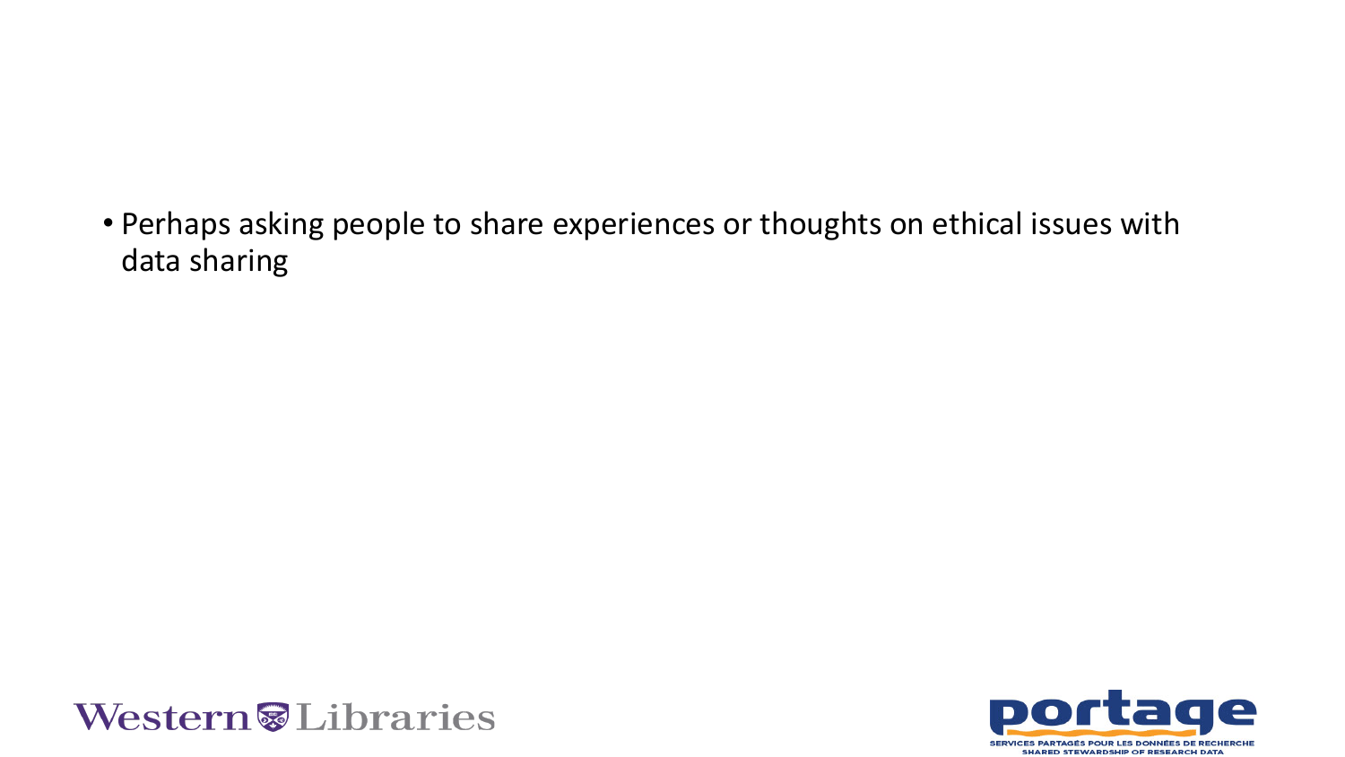- Perhaps asking people to share experiences or thoughts on ethical issues with data sharing